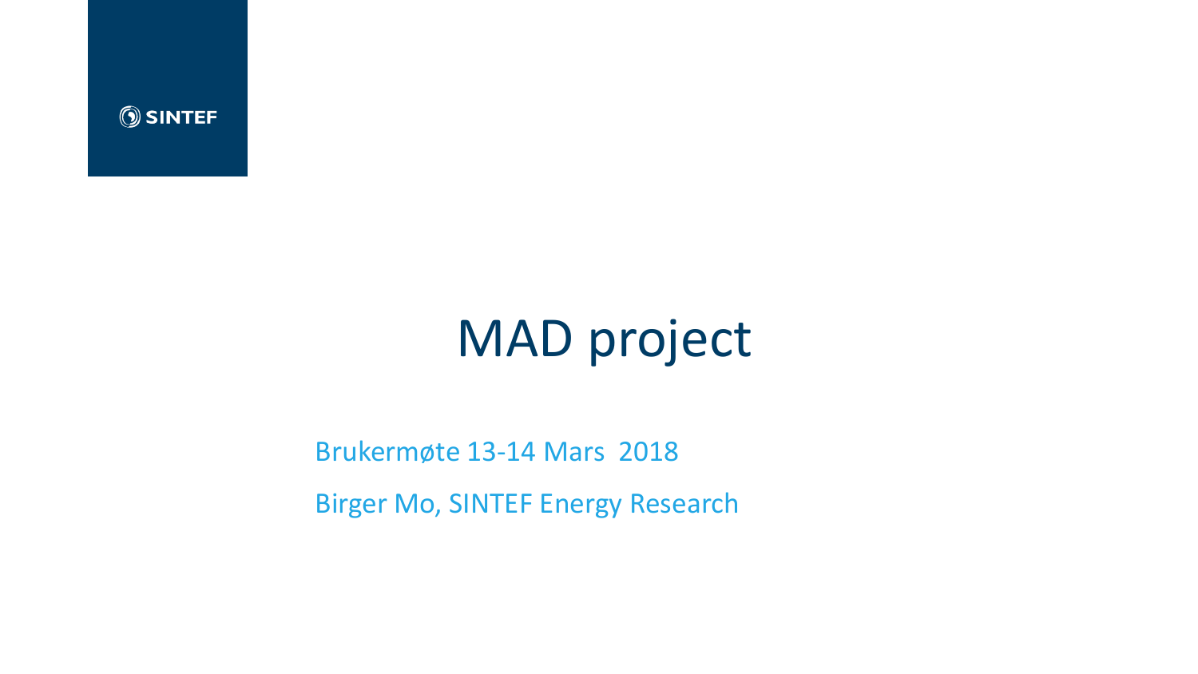SINTEF

# MAD project

Brukermøte 13-14 Mars 2018

Birger Mo, SINTEF Energy Research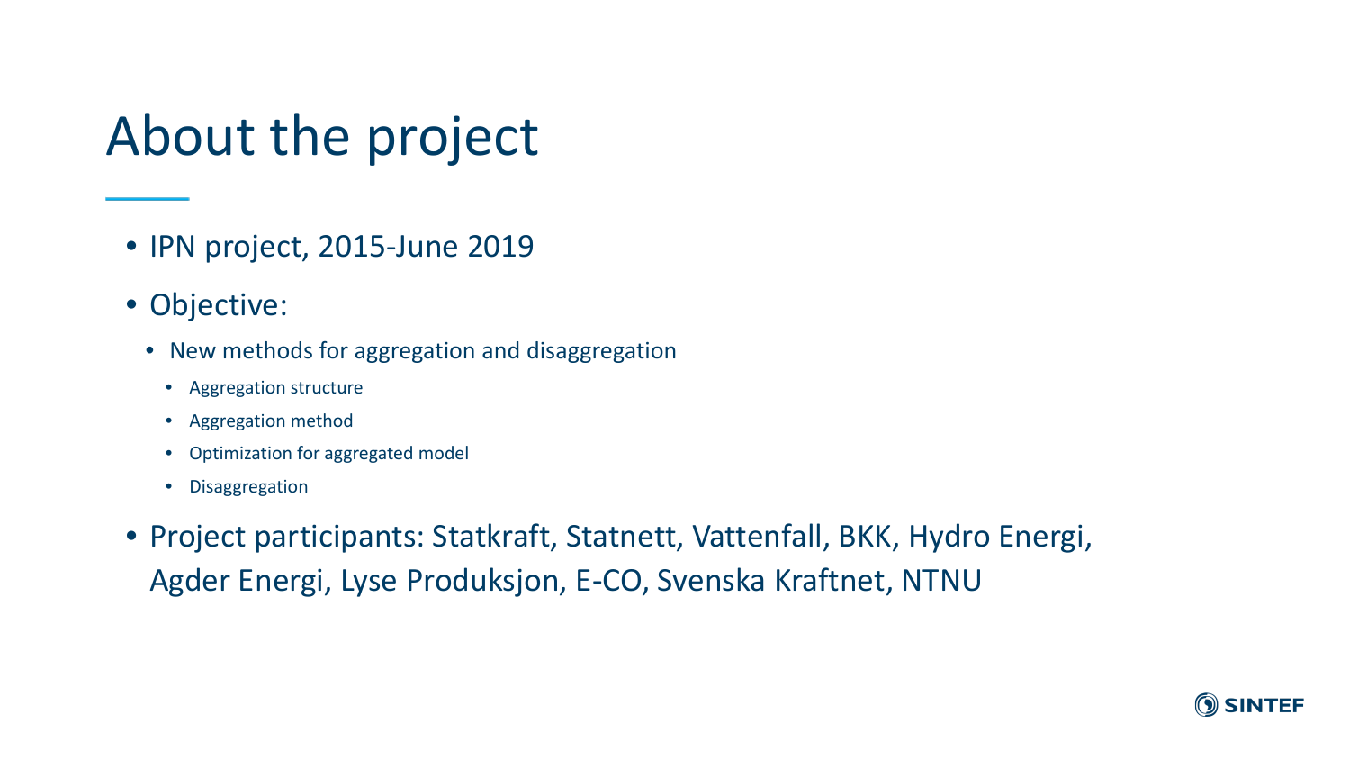# About the project

- IPN project, 2015-June 2019
- Objective:
  - New methods for aggregation and disaggregation
    - Aggregation structure
    - Aggregation method
    - Optimization for aggregated model
    - Disaggregation
- Project participants: Statkraft, Statnett, Vattenfall, BKK, Hydro Energi, Agder Energi, Lyse Produksjon, E-CO, Svenska Kraftnet, NTNU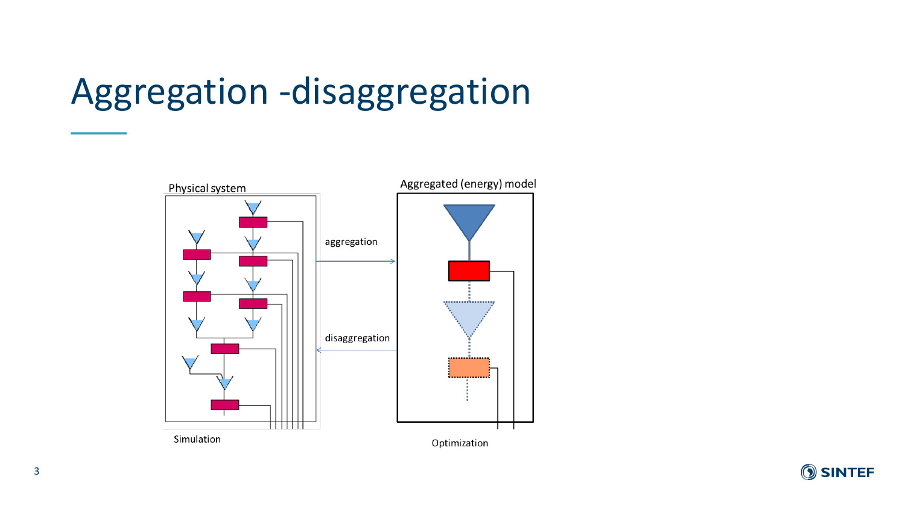# Aggregation -disaggregation

Physical system

aggregation

disaggregation

Aggregated (energy) model

Simulation

Optimization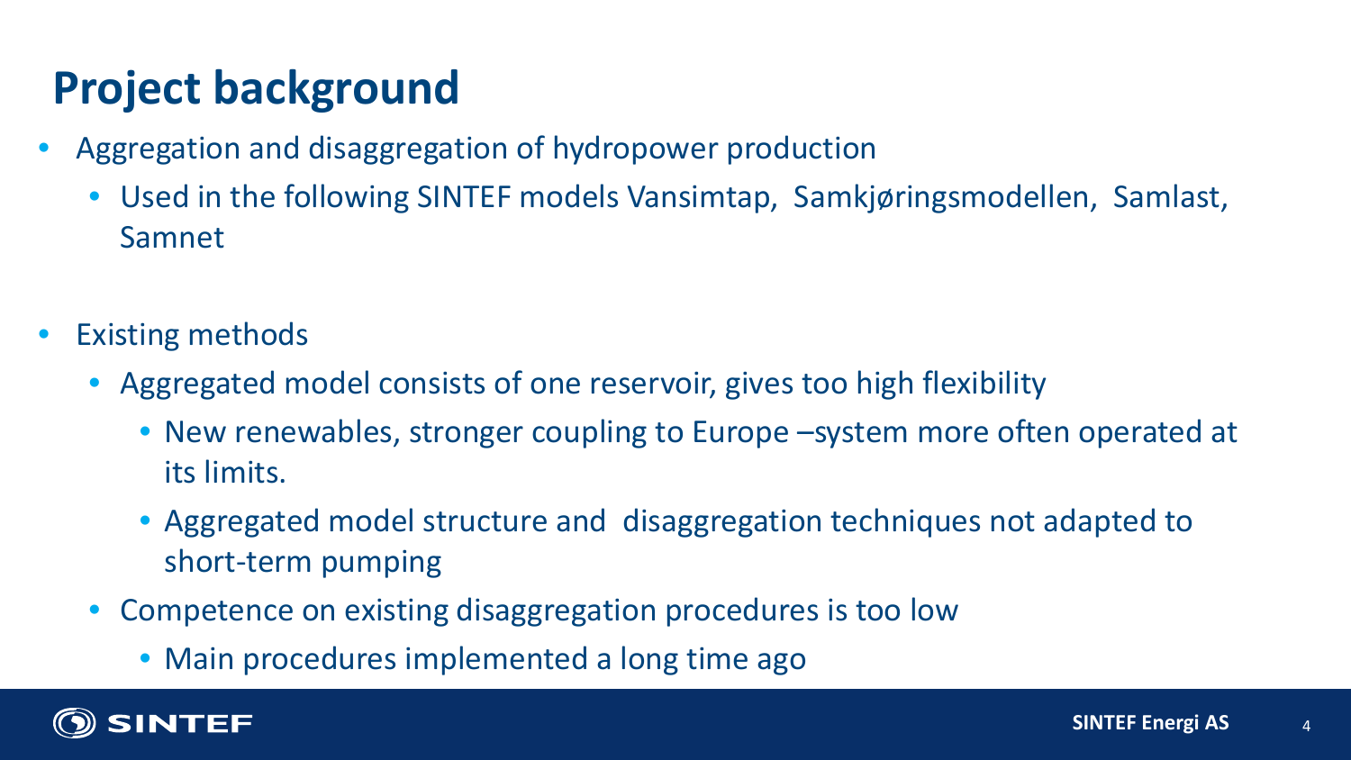# Project background

- Aggregation and disaggregation of hydropower production
  - Used in the following SINTEF models Vansimtap, Samkjøringsmodellen, Samlast, Samnet

- Existing methods
  - Aggregated model consists of one reservoir, gives too high flexibility
    - New renewables, stronger coupling to Europe –system more often operated at its limits.
    - Aggregated model structure and disaggregation techniques not adapted to short-term pumping
  - Competence on existing disaggregation procedures is too low
    - Main procedures implemented a long time ago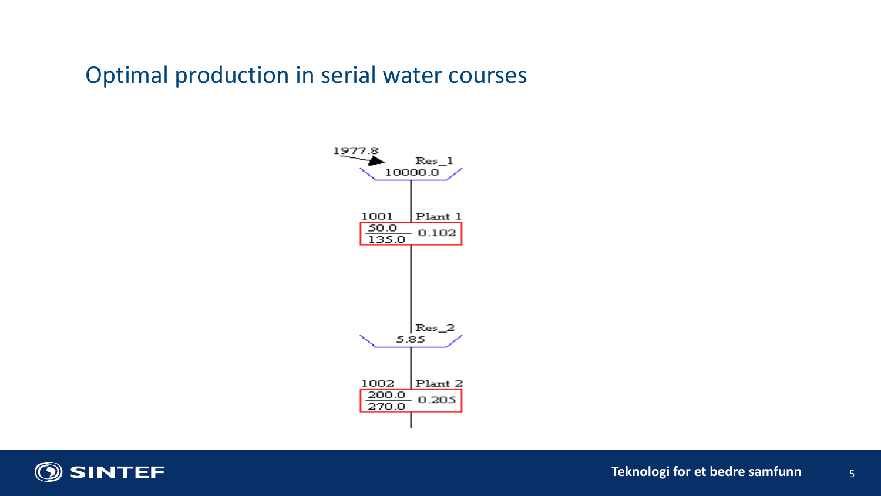## Optimal production in serial water courses

1977.8

Res_1
10000.0

1001 Plant 1
50.0 / 135.0 0.102

Res_2
5.85

1002 Plant 2
200.0 / 270.0 0.205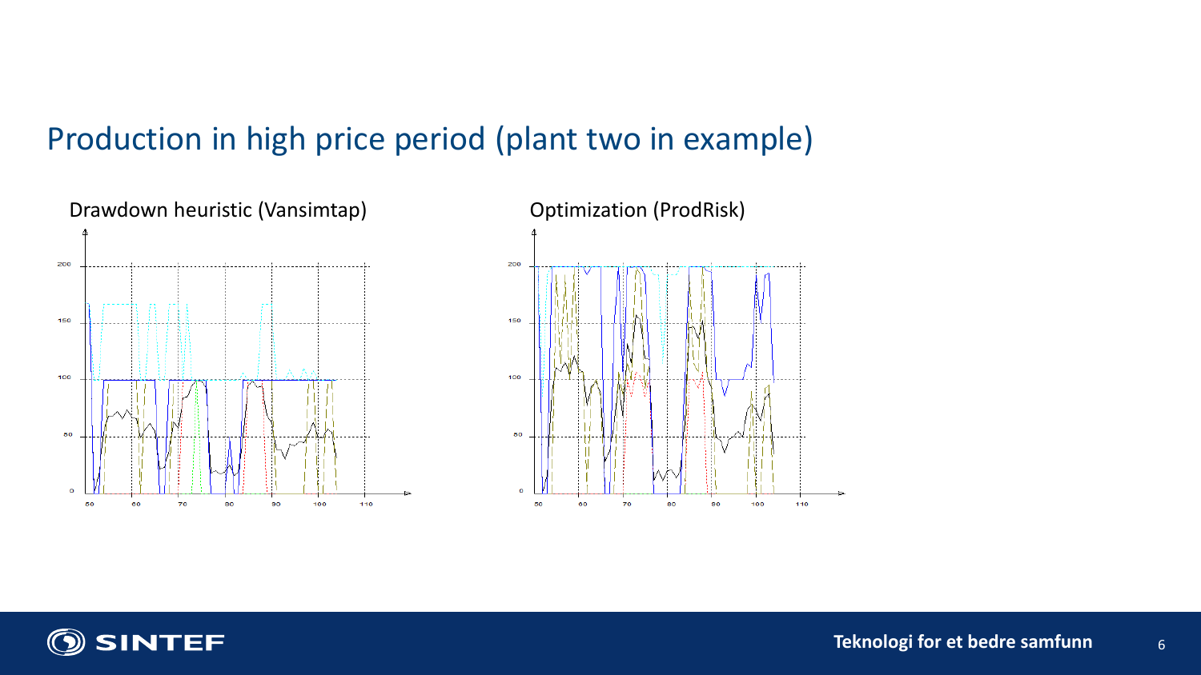# Production in high price period (plant two in example)

Drawdown heuristic (Vansimtap)

Optimization (ProdRisk)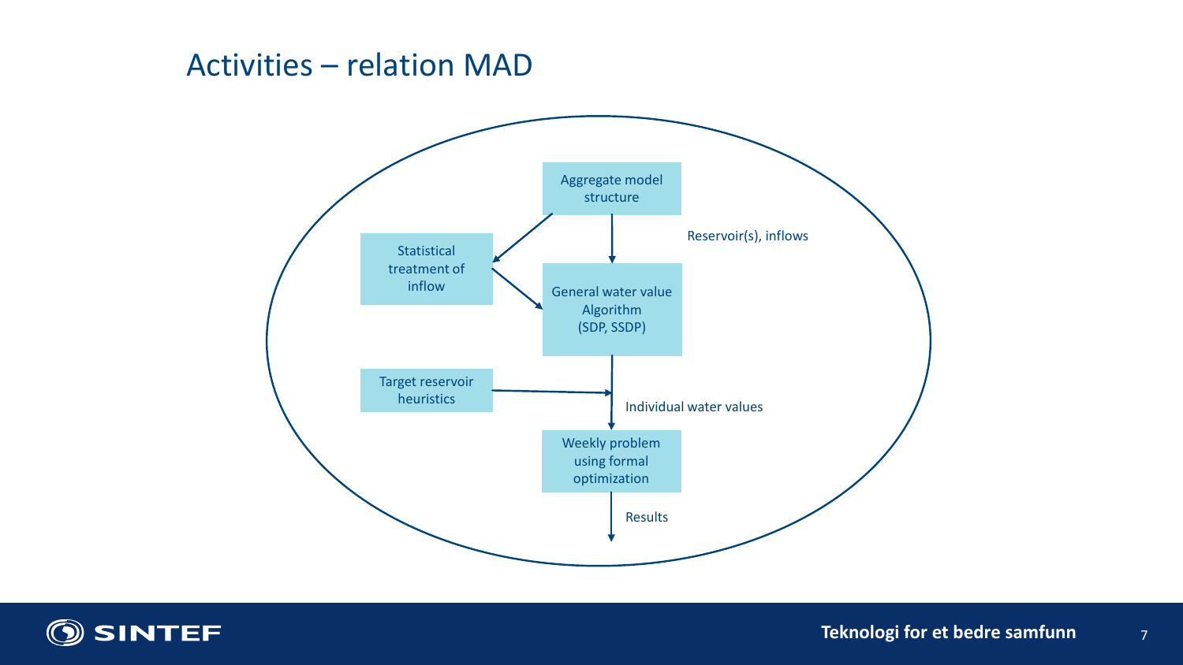# Activities – relation MAD

Aggregate model structure

Statistical treatment of inflow

Reservoir(s), inflows

General water value Algorithm (SDP, SSDP)

Target reservoir heuristics

Individual water values

Weekly problem using formal optimization

Results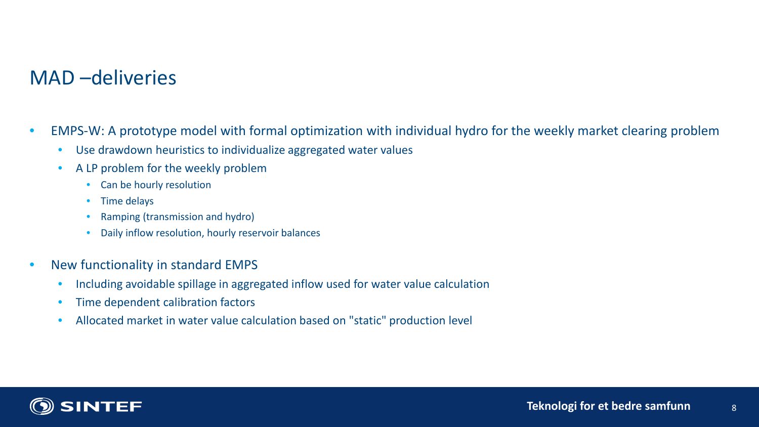# MAD –deliveries

- EMPS-W: A prototype model with formal optimization with individual hydro for the weekly market clearing problem
  - Use drawdown heuristics to individualize aggregated water values
  - A LP problem for the weekly problem
    - Can be hourly resolution
    - Time delays
    - Ramping (transmission and hydro)
    - Daily inflow resolution, hourly reservoir balances

- New functionality in standard EMPS
  - Including avoidable spillage in aggregated inflow used for water value calculation
  - Time dependent calibration factors
  - Allocated market in water value calculation based on "static" production level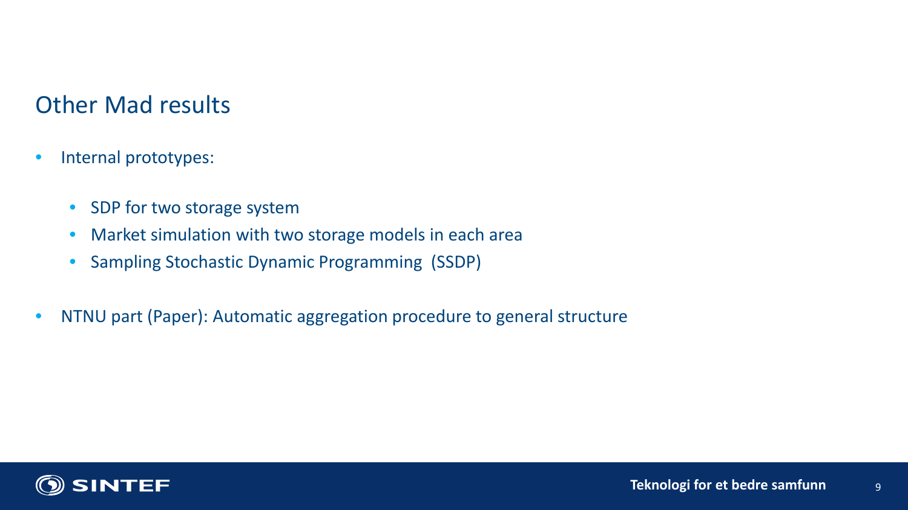## Other Mad results

- Internal prototypes:
  - SDP for two storage system
  - Market simulation with two storage models in each area
  - Sampling Stochastic Dynamic Programming (SSDP)
- NTNU part (Paper): Automatic aggregation procedure to general structure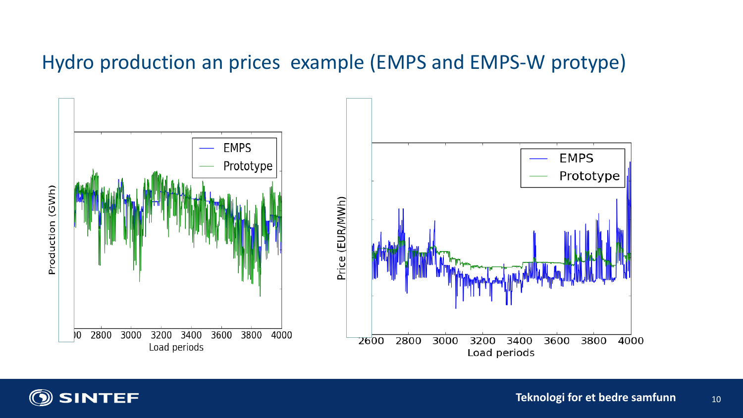# Hydro production an prices example (EMPS and EMPS-W protype)

Production (GWh)

EMPS

Prototype

00 2800 3000 3200 3400 3600 3800 4000

Load periods

Price (EUR/MWh)

EMPS

Prototype

2600 2800 3000 3200 3400 3600 3800 4000

Load periods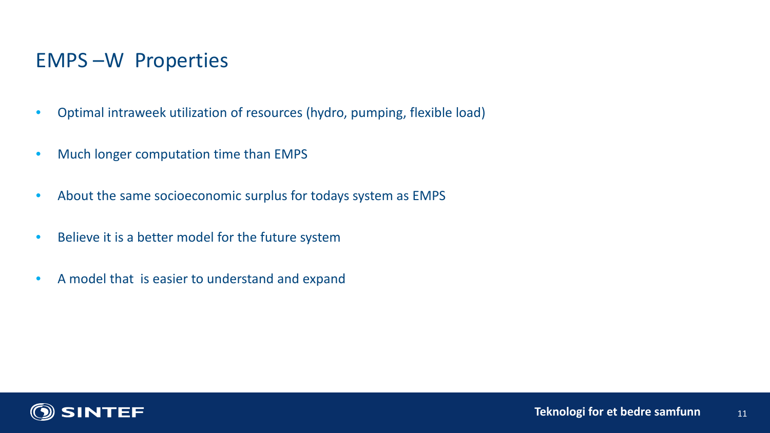# EMPS –W Properties

- Optimal intraweek utilization of resources (hydro, pumping, flexible load)
- Much longer computation time than EMPS
- About the same socioeconomic surplus for todays system as EMPS
- Believe it is a better model for the future system
- A model that is easier to understand and expand